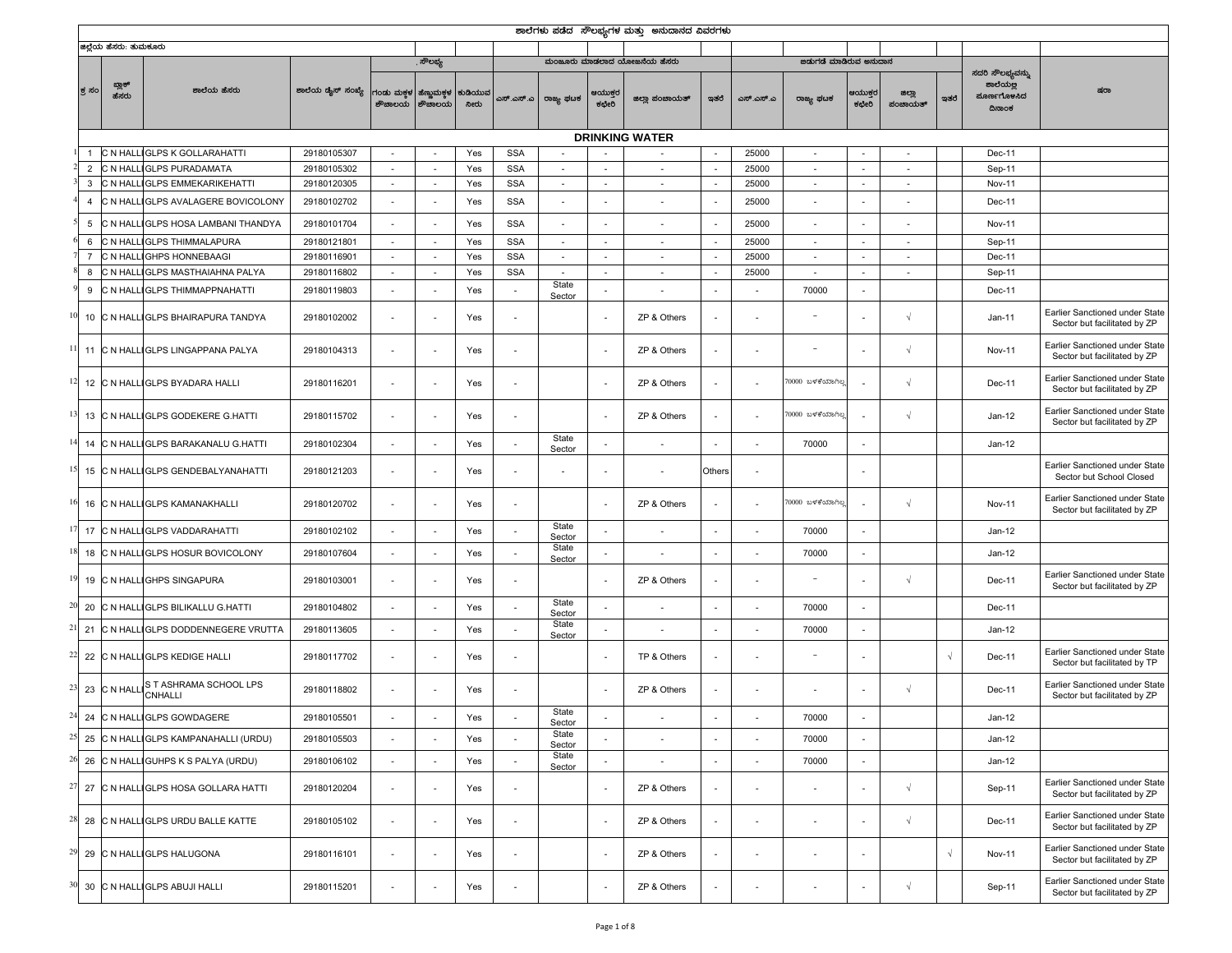## ಶಾಲೆಗಳು ಪಡೆದ ಸೌಲಭ್ಯಗಳ ಮತ್ತು ಅನುದಾನದ ವಿವರಗಳು

ಜಿಲ್ಲೆಯ ಹೆಸರು: ತುಮಕೂರು

| ಕ್ರ ಸಂ | ಬ್ಲಾಕ್ ಹೆಸರು | ಶಾಲೆಯ ಹೆಸರು | ಶಾಲೆಯ ಡೈಸ್ ಸಂಖ್ಯೆ | ಸೌಲಭ್ಯ | | | ಮಂಜೂರು ಮಾಡಲಾದ ಯೋಜನೆಯ ಹೆಸರು | | | | | ಬಿಡುಗಡೆ ಮಾಡಿರುವ ಅನುದಾನ | | | | | ಸದರಿ ಸೌಲಭ್ಯವನ್ನು ಶಾಲೆಯಲ್ಲಿ ಪೂರ್ಣಗೊಳಿಸಿದ ದಿನಾಂಕ | ಷರಾ |
|---|---|---|---|---|---|---|---|---|---|---|---|---|---|---|---|---|---|---|
| | | | | ಗಂಡು ಮಕ್ಕಳ ಶೌಚಾಲಯ | ಹೆಣ್ಣುಮಕ್ಕಳ ಶೌಚಾಲಯ | ಕುಡಿಯುವ ನೀರು | ಎಸ್.ಎಸ್.ಎ | ರಾಜ್ಯ ಘಟಕ | ಆಯುಕ್ತರ ಕಛೇರಿ | ಜಿಲ್ಲಾ ಪಂಚಾಯತ್ | ಇತರೆ | ಎಸ್.ಎಸ್.ಎ | ರಾಜ್ಯ ಘಟಕ | ಆಯುಕ್ತರ ಕಛೇರಿ | ಜಿಲ್ಲಾ ಪಂಚಾಯತ್ | ಇತರೆ | | |
| **DRINKING WATER** | | | | | | | | | | | | | | | | | | |
| 1 | C N HALLI | GLPS K GOLLARAHATTI | 29180105307 | - | - | Yes | SSA | - | - | - | - | 25000 | - | - | - | | Dec-11 | |
| 2 | C N HALLI | GLPS PURADAMATA | 29180105302 | - | - | Yes | SSA | - | - | - | - | 25000 | - | - | - | | Sep-11 | |
| 3 | C N HALLI | GLPS EMMEKARIKEHATTI | 29180120305 | - | - | Yes | SSA | - | - | - | - | 25000 | - | - | - | | Nov-11 | |
| 4 | C N HALLI | GLPS AVALAGERE BOVICOLONY | 29180102702 | - | - | Yes | SSA | - | - | - | - | 25000 | - | - | - | | Dec-11 | |
| 5 | C N HALLI | GLPS HOSA LAMBANI THANDYA | 29180101704 | - | - | Yes | SSA | - | - | - | - | 25000 | - | - | - | | Nov-11 | |
| 6 | C N HALLI | GLPS THIMMALAPURA | 29180121801 | - | - | Yes | SSA | - | - | - | - | 25000 | - | - | - | | Sep-11 | |
| 7 | C N HALLI | GHPS HONNEBAAGI | 29180116901 | - | - | Yes | SSA | - | - | - | - | 25000 | - | - | - | | Dec-11 | |
| 8 | C N HALLI | GLPS MASTHAIAHNA PALYA | 29180116802 | - | - | Yes | SSA | - | - | - | - | 25000 | - | - | - | | Sep-11 | |
| 9 | C N HALLI | GLPS THIMMAPPNAHATTI | 29180119803 | - | - | Yes | - | State Sector | - | - | - | - | 70000 | - | | | Dec-11 | |
| 10 | C N HALLI | GLPS BHAIRAPURA TANDYA | 29180102002 | - | - | Yes | - | | - | ZP & Others | - | - | - | - | √ | | Jan-11 | Earlier Sanctioned under State Sector but facilitated by ZP |
| 11 | C N HALLI | GLPS LINGAPPANA PALYA | 29180104313 | - | - | Yes | - | | - | ZP & Others | - | - | - | - | √ | | Nov-11 | Earlier Sanctioned under State Sector but facilitated by ZP |
| 12 | C N HALLI | GLPS BYADARA HALLI | 29180116201 | - | - | Yes | - | | - | ZP & Others | - | - | 70000 ಬಳಕೆಯಾಗಿಲ್ಲ | - | √ | | Dec-11 | Earlier Sanctioned under State Sector but facilitated by ZP |
| 13 | C N HALLI | GLPS GODEKERE G.HATTI | 29180115702 | - | - | Yes | - | | - | ZP & Others | - | - | 70000 ಬಳಕೆಯಾಗಿಲ್ಲ | - | √ | | Jan-12 | Earlier Sanctioned under State Sector but facilitated by ZP |
| 14 | C N HALLI | GLPS BARAKANALU G.HATTI | 29180102304 | - | - | Yes | - | State Sector | - | - | - | - | 70000 | - | | | Jan-12 | |
| 15 | C N HALLI | GLPS GENDEBALYANAHATTI | 29180121203 | - | - | Yes | - | - | - | - | Others | - | | - | | | | Earlier Sanctioned under State Sector but School Closed |
| 16 | C N HALLI | GLPS KAMANAKHALLI | 29180120702 | - | - | Yes | - | | - | ZP & Others | - | - | 70000 ಬಳಕೆಯಾಗಿಲ್ಲ | - | √ | | Nov-11 | Earlier Sanctioned under State Sector but facilitated by ZP |
| 17 | C N HALLI | GLPS VADDARAHATTI | 29180102102 | - | - | Yes | - | State Sector | - | - | - | - | 70000 | - | | | Jan-12 | |
| 18 | C N HALLI | GLPS HOSUR BOVICOLONY | 29180107604 | - | - | Yes | - | State Sector | - | - | - | - | 70000 | - | | | Jan-12 | |
| 19 | C N HALLI | GHPS SINGAPURA | 29180103001 | - | - | Yes | - | | - | ZP & Others | - | - | - | - | √ | | Dec-11 | Earlier Sanctioned under State Sector but facilitated by ZP |
| 20 | C N HALLI | GLPS BILIKALLU G.HATTI | 29180104802 | - | - | Yes | - | State Sector | - | - | - | - | 70000 | - | | | Dec-11 | |
| 21 | C N HALLI | GLPS DODDENNEGERE VRUTTA | 29180113605 | - | - | Yes | - | State Sector | - | - | - | - | 70000 | - | | | Jan-12 | |
| 22 | C N HALLI | GLPS KEDIGE HALLI | 29180117702 | - | - | Yes | - | | - | TP & Others | - | - | - | - | | √ | Dec-11 | Earlier Sanctioned under State Sector but facilitated by TP |
| 23 | C N HALLI | S T ASHRAMA SCHOOL LPS CNHALLI | 29180118802 | - | - | Yes | - | | - | ZP & Others | - | - | - | - | √ | | Dec-11 | Earlier Sanctioned under State Sector but facilitated by ZP |
| 24 | C N HALLI | GLPS GOWDAGERE | 29180105501 | - | - | Yes | - | State Sector | - | - | - | - | 70000 | - | | | Jan-12 | |
| 25 | C N HALLI | GLPS KAMPANAHALLI (URDU) | 29180105503 | - | - | Yes | - | State Sector | - | - | - | - | 70000 | - | | | Jan-12 | |
| 26 | C N HALLI | GUHPS K S PALYA (URDU) | 29180106102 | - | - | Yes | - | State Sector | - | - | - | - | 70000 | - | | | Jan-12 | |
| 27 | C N HALLI | GLPS HOSA GOLLARA HATTI | 29180120204 | - | - | Yes | - | | - | ZP & Others | - | - | - | - | √ | | Sep-11 | Earlier Sanctioned under State Sector but facilitated by ZP |
| 28 | C N HALLI | GLPS URDU BALLE KATTE | 29180105102 | - | - | Yes | - | | - | ZP & Others | - | - | - | - | √ | | Dec-11 | Earlier Sanctioned under State Sector but facilitated by ZP |
| 29 | C N HALLI | GLPS HALUGONA | 29180116101 | - | - | Yes | - | | - | ZP & Others | - | - | - | - | | √ | Nov-11 | Earlier Sanctioned under State Sector but facilitated by ZP |
| 30 | C N HALLI | GLPS ABUJI HALLI | 29180115201 | - | - | Yes | - | | - | ZP & Others | - | - | - | - | √ | | Sep-11 | Earlier Sanctioned under State Sector but facilitated by ZP |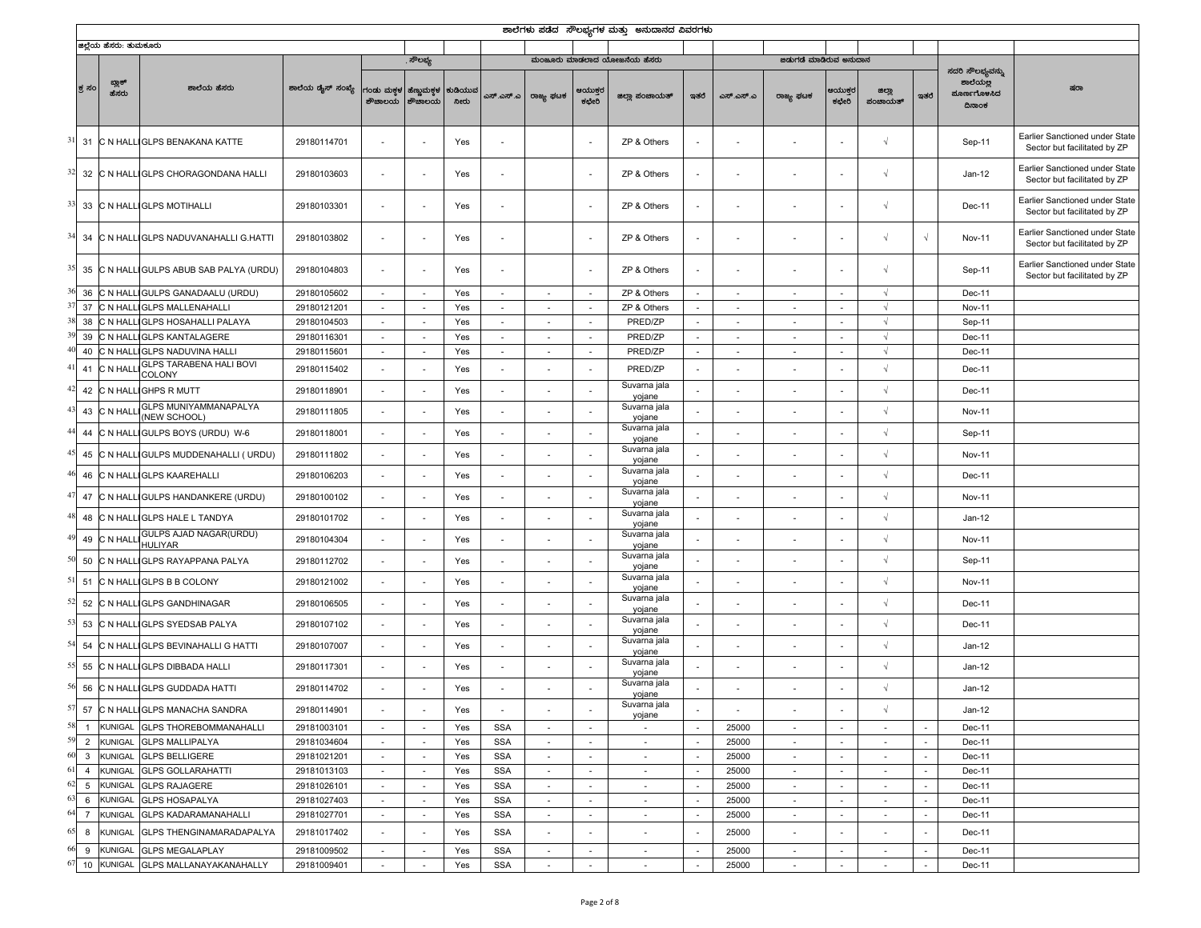ಶಾಲೆಗಳು ಪಡೆದ ಸೌಲಭ್ಯಗಳ ಮತ್ತು ಅನುದಾನದ ವಿವರಗಳು

ಜಿಲ್ಲೆಯ ಹೆಸರು: ತುಮಕೂರು

| ಕ್ರ ಸಂ | ಬ್ಲಾಕ್ ಹೆಸರು | ಶಾಲೆಯ ಹೆಸರು | ಶಾಲೆಯ ಡೈಸ್ ಸಂಖ್ಯೆ | ಸೌಲಭ್ಯ | | | ಮಂಜೂರು ಮಾಡಲಾದ ಯೋಜನೆಯ ಹೆಸರು | | | | | ಬಿಡುಗಡೆ ಮಾಡಿರುವ ಅನುದಾನ | | | | | ಸದರಿ ಸೌಲಭ್ಯವನ್ನು ಶಾಲೆಯಲ್ಲಿ ಪೂರ್ಣಗೊಳಿಸಿದ ದಿನಾಂಕ | ಷರಾ |
|---|---|---|---|---|---|---|---|---|---|---|---|---|---|---|---|---|---|---|
| | | | | ಗಂಡು ಮಕ್ಕಳ ಶೌಚಾಲಯ | ಹೆಣ್ಣುಮಕ್ಕಳ ಶೌಚಾಲಯ | ಕುಡಿಯುವ ನೀರು | ಎಸ್.ಎಸ್.ಎ | ರಾಜ್ಯ ಘಟಕ | ಆಯುಕ್ತರ ಕಛೇರಿ | ಜಿಲ್ಲಾ ಪಂಚಾಯತ್ | ಇತರೆ | ಎಸ್.ಎಸ್.ಎ | ರಾಜ್ಯ ಘಟಕ | ಆಯುಕ್ತರ ಕಛೇರಿ | ಜಿಲ್ಲಾ ಪಂಚಾಯತ್ | ಇತರೆ | | |
| 31 | C N HALLI | GLPS BENAKANA KATTE | 29180114701 | - | - | Yes | - | | - | ZP & Others | - | - | - | - | √ | | Sep-11 | Earlier Sanctioned under State Sector but facilitated by ZP |
| 32 | C N HALLI | GLPS CHORAGONDANA HALLI | 29180103603 | - | - | Yes | - | | - | ZP & Others | - | - | - | - | √ | | Jan-12 | Earlier Sanctioned under State Sector but facilitated by ZP |
| 33 | C N HALLI | GLPS MOTIHALLI | 29180103301 | - | - | Yes | - | | - | ZP & Others | - | - | - | - | √ | | Dec-11 | Earlier Sanctioned under State Sector but facilitated by ZP |
| 34 | C N HALLI | GLPS NADUVANAHALLI G.HATTI | 29180103802 | - | - | Yes | - | | - | ZP & Others | - | - | - | - | √ | √ | Nov-11 | Earlier Sanctioned under State Sector but facilitated by ZP |
| 35 | C N HALLI | GULPS ABUB SAB PALYA (URDU) | 29180104803 | - | - | Yes | - | | - | ZP & Others | - | - | - | - | √ | | Sep-11 | Earlier Sanctioned under State Sector but facilitated by ZP |
| 36 | C N HALLI | GULPS GANADAALU (URDU) | 29180105602 | - | - | Yes | - | - | - | ZP & Others | - | - | - | - | √ | | Dec-11 | |
| 37 | C N HALLI | GLPS MALLENAHALLI | 29180121201 | - | - | Yes | - | - | - | ZP & Others | - | - | - | - | √ | | Nov-11 | |
| 38 | C N HALLI | GLPS HOSAHALLI PALAYA | 29180104503 | - | - | Yes | - | - | - | PRED/ZP | - | - | - | - | √ | | Sep-11 | |
| 39 | C N HALLI | GLPS KANTALAGERE | 29180116301 | - | - | Yes | - | - | - | PRED/ZP | - | - | - | - | √ | | Dec-11 | |
| 40 | C N HALLI | GLPS NADUVINA HALLI | 29180115601 | - | - | Yes | - | - | - | PRED/ZP | - | - | - | - | √ | | Dec-11 | |
| 41 | C N HALLI | GLPS TARABENA HALI BOVI COLONY | 29180115402 | - | - | Yes | - | - | - | PRED/ZP | - | - | - | - | √ | | Dec-11 | |
| 42 | C N HALLI | GHPS R MUTT | 29180118901 | - | - | Yes | - | - | - | Suvarna jala yojane | - | - | - | - | √ | | Dec-11 | |
| 43 | C N HALLI | GLPS MUNIYAMMANAPALYA (NEW SCHOOL) | 29180111805 | - | - | Yes | - | - | - | Suvarna jala yojane | - | - | - | - | √ | | Nov-11 | |
| 44 | C N HALLI | GULPS BOYS (URDU) W-6 | 29180118001 | - | - | Yes | - | - | - | Suvarna jala yojane | - | - | - | - | √ | | Sep-11 | |
| 45 | C N HALLI | GULPS MUDDENAHALLI ( URDU) | 29180111802 | - | - | Yes | - | - | - | Suvarna jala yojane | - | - | - | - | √ | | Nov-11 | |
| 46 | C N HALLI | GLPS KAAREHALLI | 29180106203 | - | - | Yes | - | - | - | Suvarna jala yojane | - | - | - | - | √ | | Dec-11 | |
| 47 | C N HALLI | GULPS HANDANKERE (URDU) | 29180100102 | - | - | Yes | - | - | - | Suvarna jala yojane | - | - | - | - | √ | | Nov-11 | |
| 48 | C N HALLI | GLPS HALE L TANDYA | 29180101702 | - | - | Yes | - | - | - | Suvarna jala yojane | - | - | - | - | √ | | Jan-12 | |
| 49 | C N HALLI | GULPS AJAD NAGAR(URDU) HULIYAR | 29180104304 | - | - | Yes | - | - | - | Suvarna jala yojane | - | - | - | - | √ | | Nov-11 | |
| 50 | C N HALLI | GLPS RAYAPPANA PALYA | 29180112702 | - | - | Yes | - | - | - | Suvarna jala yojane | - | - | - | - | √ | | Sep-11 | |
| 51 | C N HALLI | GLPS B B COLONY | 29180121002 | - | - | Yes | - | - | - | Suvarna jala yojane | - | - | - | - | √ | | Nov-11 | |
| 52 | C N HALLI | GLPS GANDHINAGAR | 29180106505 | - | - | Yes | - | - | - | Suvarna jala yojane | - | - | - | - | √ | | Dec-11 | |
| 53 | C N HALLI | GLPS SYEDSAB PALYA | 29180107102 | - | - | Yes | - | - | - | Suvarna jala yojane | - | - | - | - | √ | | Dec-11 | |
| 54 | C N HALLI | GLPS BEVINAHALLI G HATTI | 29180107007 | - | - | Yes | - | - | - | Suvarna jala yojane | - | - | - | - | √ | | Jan-12 | |
| 55 | C N HALLI | GLPS DIBBADA HALLI | 29180117301 | - | - | Yes | - | - | - | Suvarna jala yojane | - | - | - | - | √ | | Jan-12 | |
| 56 | C N HALLI | GLPS GUDDADA HATTI | 29180114702 | - | - | Yes | - | - | - | Suvarna jala yojane | - | - | - | - | √ | | Jan-12 | |
| 57 | C N HALLI | GLPS MANACHA SANDRA | 29180114901 | - | - | Yes | - | - | - | Suvarna jala yojane | - | - | - | - | √ | | Jan-12 | |
| 1 | KUNIGAL | GLPS THOREBOMMANAHALLI | 29181003101 | - | - | Yes | SSA | - | - | - | - | 25000 | - | - | - | - | Dec-11 | |
| 2 | KUNIGAL | GLPS MALLIPALYA | 29181034604 | - | - | Yes | SSA | - | - | - | - | 25000 | - | - | - | - | Dec-11 | |
| 3 | KUNIGAL | GLPS BELLIGERE | 29181021201 | - | - | Yes | SSA | - | - | - | - | 25000 | - | - | - | - | Dec-11 | |
| 4 | KUNIGAL | GLPS GOLLARAHATTI | 29181013103 | - | - | Yes | SSA | - | - | - | - | 25000 | - | - | - | - | Dec-11 | |
| 5 | KUNIGAL | GLPS RAJAGERE | 29181026101 | - | - | Yes | SSA | - | - | - | - | 25000 | - | - | - | - | Dec-11 | |
| 6 | KUNIGAL | GLPS HOSAPALYA | 29181027403 | - | - | Yes | SSA | - | - | - | - | 25000 | - | - | - | - | Dec-11 | |
| 7 | KUNIGAL | GLPS KADARAMANAHALLI | 29181027701 | - | - | Yes | SSA | - | - | - | - | 25000 | - | - | - | - | Dec-11 | |
| 8 | KUNIGAL | GLPS THENGINAMARADAPALYA | 29181017402 | - | - | Yes | SSA | - | - | - | - | 25000 | - | - | - | - | Dec-11 | |
| 9 | KUNIGAL | GLPS MEGALAPLAY | 29181009502 | - | - | Yes | SSA | - | - | - | - | 25000 | - | - | - | - | Dec-11 | |
| 10 | KUNIGAL | GLPS MALLANAYAKANAHALLY | 29181009401 | - | - | Yes | SSA | - | - | - | - | 25000 | - | - | - | - | Dec-11 | |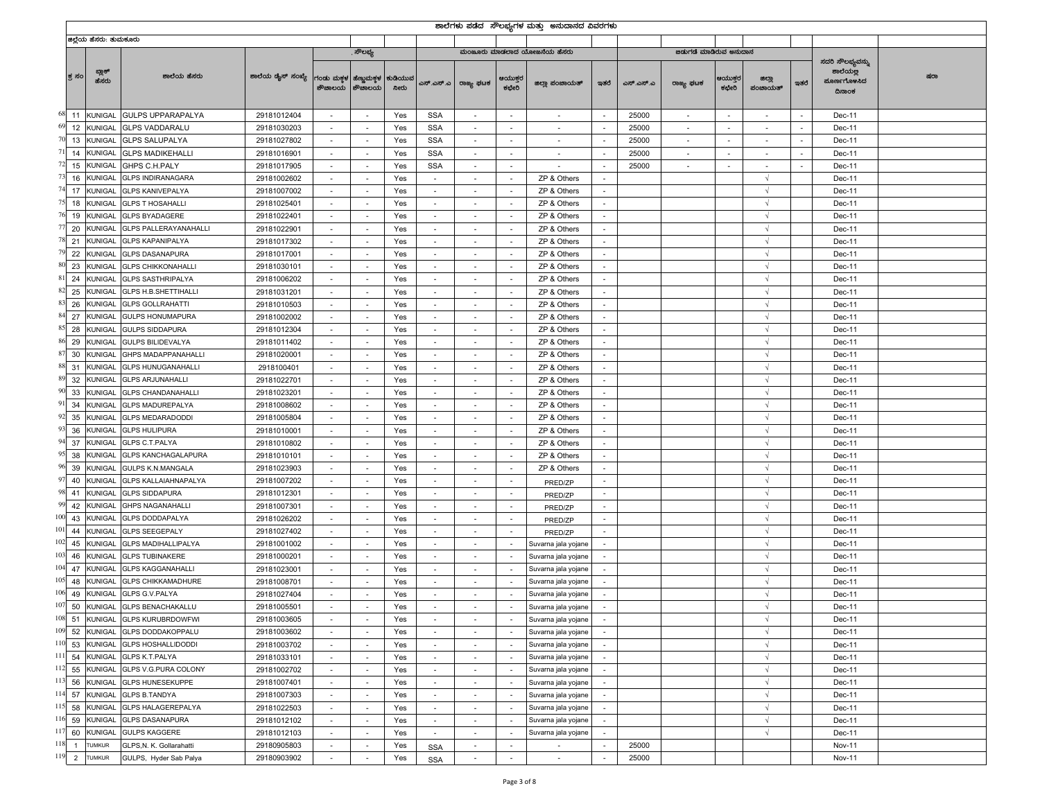# ಶಾಲೆಗಳು ಪಡೆದ ಸೌಲಭ್ಯಗಳ ಮತ್ತು ಅನುದಾನದ ವಿವರಗಳು

ಜಿಲ್ಲೆಯ ಹೆಸರು: ತುಮಕೂರು

| ಕ್ರ ಸಂ | ಬ್ಲಾಕ್ ಹೆಸರು | ಶಾಲೆಯ ಹೆಸರು | ಶಾಲೆಯ ಡೈಸ್ ಸಂಖ್ಯೆ | ಸೌಲಭ್ಯ | | | ಮಂಜೂರು ಮಾಡಲಾದ ಯೋಜನೆಯ ಹೆಸರು | | | | | ಬಿಡುಗಡೆ ಮಾಡಿರುವ ಅನುದಾನ | | | | | ಸದರಿ ಸೌಲಭ್ಯವನ್ನು ಶಾಲೆಯಲ್ಲಿ ಪೂರ್ಣಗೊಳಿಸಿದ ದಿನಾಂಕ | ಷರಾ |
|---|---|---|---|---|---|---|---|---|---|---|---|---|---|---|---|---|---|---|
| | | | | ಗಂಡು ಮಕ್ಕಳ ಶೌಚಾಲಯ | ಹೆಣ್ಣುಮಕ್ಕಳ ಶೌಚಾಲಯ | ಕುಡಿಯುವ ನೀರು | ಎಸ್.ಎಸ್.ಎ | ರಾಜ್ಯ ಘಟಕ | ಆಯುಕ್ತರ ಕಛೇರಿ | ಜಿಲ್ಲಾ ಪಂಚಾಯತ್ | ಇತರೆ | ಎಸ್.ಎಸ್.ಎ | ರಾಜ್ಯ ಘಟಕ | ಆಯುಕ್ತರ ಕಛೇರಿ | ಜಿಲ್ಲಾ ಪಂಚಾಯತ್ | ಇತರೆ | | |
| 11 | KUNIGAL | GULPS UPPARAPALYA | 29181012404 | - | - | Yes | SSA | - | - | - | - | 25000 | - | - | - | - | Dec-11 | |
| 12 | KUNIGAL | GLPS VADDARALU | 29181030203 | - | - | Yes | SSA | - | - | - | - | 25000 | - | - | - | - | Dec-11 | |
| 13 | KUNIGAL | GLPS SALUPALYA | 29181027802 | - | - | Yes | SSA | - | - | - | - | 25000 | - | - | - | - | Dec-11 | |
| 14 | KUNIGAL | GLPS MADIKEHALLI | 29181016901 | - | - | Yes | SSA | - | - | - | - | 25000 | - | - | - | - | Dec-11 | |
| 15 | KUNIGAL | GHPS C.H.PALY | 29181017905 | - | - | Yes | SSA | - | - | - | - | 25000 | - | - | - | - | Dec-11 | |
| 16 | KUNIGAL | GLPS INDIRANAGARA | 29181002602 | - | - | Yes | - | - | - | ZP & Others | - | | | | √ | | Dec-11 | |
| 17 | KUNIGAL | GLPS KANIVEPALYA | 29181007002 | - | - | Yes | - | - | - | ZP & Others | - | | | | √ | | Dec-11 | |
| 18 | KUNIGAL | GLPS T HOSAHALLI | 29181025401 | - | - | Yes | - | - | - | ZP & Others | - | | | | √ | | Dec-11 | |
| 19 | KUNIGAL | GLPS BYADAGERE | 29181022401 | - | - | Yes | - | - | - | ZP & Others | - | | | | √ | | Dec-11 | |
| 20 | KUNIGAL | GLPS PALLERAYANAHALLI | 29181022901 | - | - | Yes | - | - | - | ZP & Others | - | | | | √ | | Dec-11 | |
| 21 | KUNIGAL | GLPS KAPANIPALYA | 29181017302 | - | - | Yes | - | - | - | ZP & Others | - | | | | √ | | Dec-11 | |
| 22 | KUNIGAL | GLPS DASANAPURA | 29181017001 | - | - | Yes | - | - | - | ZP & Others | - | | | | √ | | Dec-11 | |
| 23 | KUNIGAL | GLPS CHIKKONAHALLI | 29181030101 | - | - | Yes | - | - | - | ZP & Others | - | | | | √ | | Dec-11 | |
| 24 | KUNIGAL | GLPS SASTHRIPALYA | 29181006202 | - | - | Yes | - | - | - | ZP & Others | - | | | | √ | | Dec-11 | |
| 25 | KUNIGAL | GLPS H.B.SHETTIHALLI | 29181031201 | - | - | Yes | - | - | - | ZP & Others | - | | | | √ | | Dec-11 | |
| 26 | KUNIGAL | GLPS GOLLRAHATTI | 29181010503 | - | - | Yes | - | - | - | ZP & Others | - | | | | √ | | Dec-11 | |
| 27 | KUNIGAL | GULPS HONUMAPURA | 29181002002 | - | - | Yes | - | - | - | ZP & Others | - | | | | √ | | Dec-11 | |
| 28 | KUNIGAL | GULPS SIDDAPURA | 29181012304 | - | - | Yes | - | - | - | ZP & Others | - | | | | √ | | Dec-11 | |
| 29 | KUNIGAL | GULPS BILIDEVALYA | 29181011402 | - | - | Yes | - | - | - | ZP & Others | - | | | | √ | | Dec-11 | |
| 30 | KUNIGAL | GHPS MADAPPANAHALLI | 29181020001 | - | - | Yes | - | - | - | ZP & Others | - | | | | √ | | Dec-11 | |
| 31 | KUNIGAL | GLPS HUNUGANAHALLI | 2918100401 | - | - | Yes | - | - | - | ZP & Others | - | | | | √ | | Dec-11 | |
| 32 | KUNIGAL | GLPS ARJUNAHALLI | 29181022701 | - | - | Yes | - | - | - | ZP & Others | - | | | | √ | | Dec-11 | |
| 33 | KUNIGAL | GLPS CHANDANAHALLI | 29181023201 | - | - | Yes | - | - | - | ZP & Others | - | | | | √ | | Dec-11 | |
| 34 | KUNIGAL | GLPS MADUREPALYA | 29181008602 | - | - | Yes | - | - | - | ZP & Others | - | | | | √ | | Dec-11 | |
| 35 | KUNIGAL | GLPS MEDARADODDI | 29181005804 | - | - | Yes | - | - | - | ZP & Others | - | | | | √ | | Dec-11 | |
| 36 | KUNIGAL | GLPS HULIPURA | 29181010001 | - | - | Yes | - | - | - | ZP & Others | - | | | | √ | | Dec-11 | |
| 37 | KUNIGAL | GLPS C.T.PALYA | 29181010802 | - | - | Yes | - | - | - | ZP & Others | - | | | | √ | | Dec-11 | |
| 38 | KUNIGAL | GLPS KANCHAGALAPURA | 29181010101 | - | - | Yes | - | - | - | ZP & Others | - | | | | √ | | Dec-11 | |
| 39 | KUNIGAL | GULPS K.N.MANGALA | 29181023903 | - | - | Yes | - | - | - | ZP & Others | - | | | | √ | | Dec-11 | |
| 40 | KUNIGAL | GLPS KALLAIAHNAPALYA | 29181007202 | - | - | Yes | - | - | - | PRED/ZP | - | | | | √ | | Dec-11 | |
| 41 | KUNIGAL | GLPS SIDDAPURA | 29181012301 | - | - | Yes | - | - | - | PRED/ZP | - | | | | √ | | Dec-11 | |
| 42 | KUNIGAL | GHPS NAGANAHALLI | 29181007301 | - | - | Yes | - | - | - | PRED/ZP | - | | | | √ | | Dec-11 | |
| 43 | KUNIGAL | GLPS DODDAPALYA | 29181026202 | - | - | Yes | - | - | - | PRED/ZP | - | | | | √ | | Dec-11 | |
| 44 | KUNIGAL | GLPS SEEGEPALY | 29181027402 | - | - | Yes | - | - | - | PRED/ZP | - | | | | √ | | Dec-11 | |
| 45 | KUNIGAL | GLPS MADIHALLIPALYA | 29181001002 | - | - | Yes | - | - | - | Suvarna jala yojane | - | | | | √ | | Dec-11 | |
| 46 | KUNIGAL | GLPS TUBINAKERE | 29181000201 | - | - | Yes | - | - | - | Suvarna jala yojane | - | | | | √ | | Dec-11 | |
| 47 | KUNIGAL | GLPS KAGGANAHALLI | 29181023001 | - | - | Yes | - | - | - | Suvarna jala yojane | - | | | | √ | | Dec-11 | |
| 48 | KUNIGAL | GLPS CHIKKAMADHURE | 29181008701 | - | - | Yes | - | - | - | Suvarna jala yojane | - | | | | √ | | Dec-11 | |
| 49 | KUNIGAL | GLPS G.V.PALYA | 29181027404 | - | - | Yes | - | - | - | Suvarna jala yojane | - | | | | √ | | Dec-11 | |
| 50 | KUNIGAL | GLPS BENACHAKALLU | 29181005501 | - | - | Yes | - | - | - | Suvarna jala yojane | - | | | | √ | | Dec-11 | |
| 51 | KUNIGAL | GLPS KURUBRDOWFWI | 29181003605 | - | - | Yes | - | - | - | Suvarna jala yojane | - | | | | √ | | Dec-11 | |
| 52 | KUNIGAL | GLPS DODDAKOPPALU | 29181003602 | - | - | Yes | - | - | - | Suvarna jala yojane | - | | | | √ | | Dec-11 | |
| 53 | KUNIGAL | GLPS HOSHALLIDODDI | 29181003702 | - | - | Yes | - | - | - | Suvarna jala yojane | - | | | | √ | | Dec-11 | |
| 54 | KUNIGAL | GLPS K.T.PALYA | 29181033101 | - | - | Yes | - | - | - | Suvarna jala yojane | - | | | | √ | | Dec-11 | |
| 55 | KUNIGAL | GLPS V.G.PURA COLONY | 29181002702 | - | - | Yes | - | - | - | Suvarna jala yojane | - | | | | √ | | Dec-11 | |
| 56 | KUNIGAL | GLPS HUNESEKUPPE | 29181007401 | - | - | Yes | - | - | - | Suvarna jala yojane | - | | | | √ | | Dec-11 | |
| 57 | KUNIGAL | GLPS B.TANDYA | 29181007303 | - | - | Yes | - | - | - | Suvarna jala yojane | - | | | | √ | | Dec-11 | |
| 58 | KUNIGAL | GLPS HALAGEREPALYA | 29181022503 | - | - | Yes | - | - | - | Suvarna jala yojane | - | | | | √ | | Dec-11 | |
| 59 | KUNIGAL | GLPS DASANAPURA | 29181012102 | - | - | Yes | - | - | - | Suvarna jala yojane | - | | | | √ | | Dec-11 | |
| 60 | KUNIGAL | GULPS KAGGERE | 29181012103 | - | - | Yes | - | - | - | Suvarna jala yojane | - | | | | √ | | Dec-11 | |
| 1 | TUMKUR | GLPS,N. K. Gollarahatti | 29180905803 | - | - | Yes | SSA | - | - | - | - | 25000 | | | | | Nov-11 | |
| 2 | TUMKUR | GULPS, Hyder Sab Palya | 29180903902 | - | - | Yes | SSA | - | - | - | - | 25000 | | | | | Nov-11 | |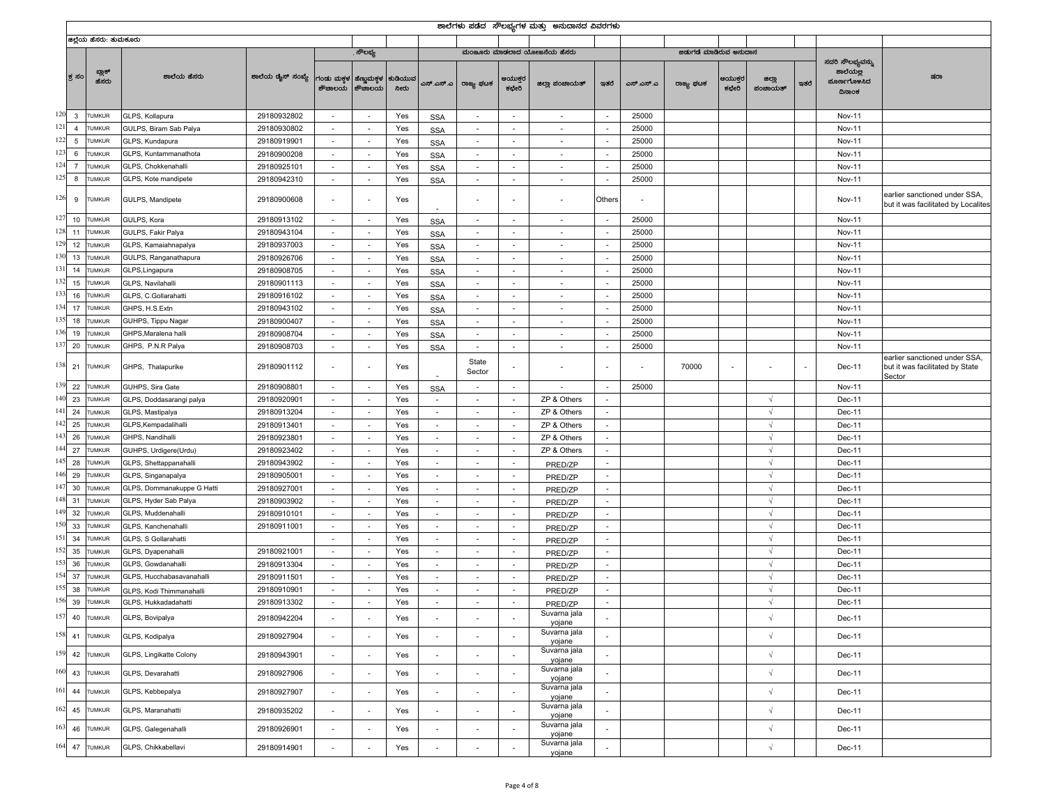ಶಾಲೆಗಳು ಪಡೆದ ಸೌಲಭ್ಯಗಳ ಮತ್ತು ಅನುದಾನದ ವಿವರಗಳು

ಜಿಲ್ಲೆಯ ಹೆಸರು: ತುಮಕೂರು

| | ಕ್ರ ಸಂ | ಬ್ಲಾಕ್ ಹೆಸರು | ಶಾಲೆಯ ಹೆಸರು | ಶಾಲೆಯ ಡೈಸ್ ಸಂಖ್ಯೆ | ಸೌಲಭ್ಯ | | | ಮಂಜೂರು ಮಾಡಲಾದ ಯೋಜನೆಯ ಹೆಸರು | | | | | ಬಿಡುಗಡೆ ಮಾಡಿರುವ ಅನುದಾನ | | | | | ಸದರಿ ಸೌಲಭ್ಯವನ್ನು ಶಾಲೆಯಲ್ಲಿ ಪೂರ್ಣಗೊಳಿಸಿದ ದಿನಾಂಕ | ಷರಾ |
|---|---|---|---|---|---|---|---|---|---|---|---|---|---|---|---|---|---|---|---|
| | | | | | ಗಂಡು ಮಕ್ಕಳ ಶೌಚಾಲಯ | ಹೆಣ್ಣುಮಕ್ಕಳ ಶೌಚಾಲಯ | ಕುಡಿಯುವ ನೀರು | ಎಸ್.ಎಸ್.ಎ | ರಾಜ್ಯ ವಲಯ | ಆಯುಕ್ತರ ಕಛೇರಿ | ಜಿಲ್ಲಾ ಪಂಚಾಯತ್ | ಇತರೆ | ಎಸ್.ಎಸ್.ಎ | ರಾಜ್ಯ ವಲಯ | ಆಯುಕ್ತರ ಕಛೇರಿ | ಜಿಲ್ಲಾ ಪಂಚಾಯತ್ | ಇತರೆ | | |
| 120 | 3 | TUMKUR | GLPS, Kollapura | 29180932802 | - | - | Yes | SSA | - | - | - | - | 25000 | | | | | Nov-11 | |
| 121 | 4 | TUMKUR | GULPS, Biram Sab Palya | 29180930802 | - | - | Yes | SSA | - | - | - | - | 25000 | | | | | Nov-11 | |
| 122 | 5 | TUMKUR | GLPS, Kundapura | 29180919901 | - | - | Yes | SSA | - | - | - | - | 25000 | | | | | Nov-11 | |
| 123 | 6 | TUMKUR | GLPS, Kuntammanathota | 29180900208 | - | - | Yes | SSA | - | - | - | - | 25000 | | | | | Nov-11 | |
| 124 | 7 | TUMKUR | GLPS, Chokkenahalli | 29180925101 | - | - | Yes | SSA | - | - | - | - | 25000 | | | | | Nov-11 | |
| 125 | 8 | TUMKUR | GLPS, Kote mandipete | 29180942310 | - | - | Yes | SSA | - | - | - | - | 25000 | | | | | Nov-11 | |
| 126 | 9 | TUMKUR | GULPS, Mandipete | 29180900608 | - | - | Yes | - | - | - | - | Others | - | | | | | Nov-11 | earlier sanctioned under SSA, but it was facilitated by Localites |
| 127 | 10 | TUMKUR | GULPS, Kora | 29180913102 | - | - | Yes | SSA | - | - | - | - | 25000 | | | | | Nov-11 | |
| 128 | 11 | TUMKUR | GULPS, Fakir Palya | 29180943104 | - | - | Yes | SSA | - | - | - | - | 25000 | | | | | Nov-11 | |
| 129 | 12 | TUMKUR | GLPS, Kamaiahnapalya | 29180937003 | - | - | Yes | SSA | - | - | - | - | 25000 | | | | | Nov-11 | |
| 130 | 13 | TUMKUR | GULPS, Ranganathapura | 29180926706 | - | - | Yes | SSA | - | - | - | - | 25000 | | | | | Nov-11 | |
| 131 | 14 | TUMKUR | GLPS,Lingapura | 29180908705 | - | - | Yes | SSA | - | - | - | - | 25000 | | | | | Nov-11 | |
| 132 | 15 | TUMKUR | GLPS, Navilahalli | 29180901113 | - | - | Yes | SSA | - | - | - | - | 25000 | | | | | Nov-11 | |
| 133 | 16 | TUMKUR | GLPS, C.Gollarahatti | 29180916102 | - | - | Yes | SSA | - | - | - | - | 25000 | | | | | Nov-11 | |
| 134 | 17 | TUMKUR | GHPS, H.S.Extn | 29180943102 | - | - | Yes | SSA | - | - | - | - | 25000 | | | | | Nov-11 | |
| 135 | 18 | TUMKUR | GUHPS, Tippu Nagar | 29180900407 | - | - | Yes | SSA | - | - | - | - | 25000 | | | | | Nov-11 | |
| 136 | 19 | TUMKUR | GHPS,Maralena halli | 29180908704 | - | - | Yes | SSA | - | - | - | - | 25000 | | | | | Nov-11 | |
| 137 | 20 | TUMKUR | GHPS, P.N.R Palya | 29180908703 | - | - | Yes | SSA | - | - | - | - | 25000 | | | | | Nov-11 | |
| 138 | 21 | TUMKUR | GHPS, Thalapurike | 29180901112 | - | - | Yes | - | State Sector | - | - | - | - | 70000 | - | - | - | Dec-11 | earlier sanctioned under SSA, but it was facilitated by State Sector |
| 139 | 22 | TUMKUR | GUHPS, Sira Gate | 29180908801 | - | - | Yes | SSA | - | - | - | - | 25000 | | | | | Nov-11 | |
| 140 | 23 | TUMKUR | GLPS, Doddasarangi palya | 29180920901 | - | - | Yes | - | - | - | ZP & Others | - | | | | √ | | Dec-11 | |
| 141 | 24 | TUMKUR | GLPS, Mastipalya | 29180913204 | - | - | Yes | - | - | - | ZP & Others | - | | | | √ | | Dec-11 | |
| 142 | 25 | TUMKUR | GLPS,Kempadalihalli | 29180913401 | - | - | Yes | - | - | - | ZP & Others | - | | | | √ | | Dec-11 | |
| 143 | 26 | TUMKUR | GHPS, Nandihalli | 29180923801 | - | - | Yes | - | - | - | ZP & Others | - | | | | √ | | Dec-11 | |
| 144 | 27 | TUMKUR | GUHPS, Urdigere(Urdu) | 29180923402 | - | - | Yes | - | - | - | ZP & Others | - | | | | √ | | Dec-11 | |
| 145 | 28 | TUMKUR | GLPS, Shettappanahalli | 29180943902 | - | - | Yes | - | - | - | PRED/ZP | - | | | | √ | | Dec-11 | |
| 146 | 29 | TUMKUR | GLPS, Singanapalya | 29180905001 | - | - | Yes | - | - | - | PRED/ZP | - | | | | √ | | Dec-11 | |
| 147 | 30 | TUMKUR | GLPS, Dommanakuppe G Hatti | 29180927001 | - | - | Yes | - | - | - | PRED/ZP | - | | | | √ | | Dec-11 | |
| 148 | 31 | TUMKUR | GLPS, Hyder Sab Palya | 29180903902 | - | - | Yes | - | - | - | PRED/ZP | - | | | | √ | | Dec-11 | |
| 149 | 32 | TUMKUR | GLPS, Muddenahalli | 29180910101 | - | - | Yes | - | - | - | PRED/ZP | - | | | | √ | | Dec-11 | |
| 150 | 33 | TUMKUR | GLPS, Kanchenahalli | 29180911001 | - | - | Yes | - | - | - | PRED/ZP | - | | | | √ | | Dec-11 | |
| 151 | 34 | TUMKUR | GLPS, S Gollarahatti | | - | - | Yes | - | - | - | PRED/ZP | - | | | | √ | | Dec-11 | |
| 152 | 35 | TUMKUR | GLPS, Dyapenahalli | 29180921001 | - | - | Yes | - | - | - | PRED/ZP | - | | | | √ | | Dec-11 | |
| 153 | 36 | TUMKUR | GLPS, Gowdanahalli | 29180913304 | - | - | Yes | - | - | - | PRED/ZP | - | | | | √ | | Dec-11 | |
| 154 | 37 | TUMKUR | GLPS, Hucchabasavanahalli | 29180911501 | - | - | Yes | - | - | - | PRED/ZP | - | | | | √ | | Dec-11 | |
| 155 | 38 | TUMKUR | GLPS, Kodi Thimmanahalli | 29180910901 | - | - | Yes | - | - | - | PRED/ZP | - | | | | √ | | Dec-11 | |
| 156 | 39 | TUMKUR | GLPS, Hukkadadahatti | 29180913302 | - | - | Yes | - | - | - | PRED/ZP | - | | | | √ | | Dec-11 | |
| 157 | 40 | TUMKUR | GLPS, Bovipalya | 29180942204 | - | - | Yes | - | - | - | Suvarna jala yojane | - | | | | √ | | Dec-11 | |
| 158 | 41 | TUMKUR | GLPS, Kodipalya | 29180927904 | - | - | Yes | - | - | - | Suvarna jala yojane | - | | | | √ | | Dec-11 | |
| 159 | 42 | TUMKUR | GLPS, Lingikatte Colony | 29180943901 | - | - | Yes | - | - | - | Suvarna jala yojane | - | | | | √ | | Dec-11 | |
| 160 | 43 | TUMKUR | GLPS, Devarahatti | 29180927906 | - | - | Yes | - | - | - | Suvarna jala yojane | - | | | | √ | | Dec-11 | |
| 161 | 44 | TUMKUR | GLPS, Kebbepalya | 29180927907 | - | - | Yes | - | - | - | Suvarna jala yojane | - | | | | √ | | Dec-11 | |
| 162 | 45 | TUMKUR | GLPS, Maranahatti | 29180935202 | - | - | Yes | - | - | - | Suvarna jala yojane | - | | | | √ | | Dec-11 | |
| 163 | 46 | TUMKUR | GLPS, Galegenahalli | 29180926901 | - | - | Yes | - | - | - | Suvarna jala yojane | - | | | | √ | | Dec-11 | |
| 164 | 47 | TUMKUR | GLPS, Chikkabellavi | 29180914901 | - | - | Yes | - | - | - | Suvarna jala yojane | - | | | | √ | | Dec-11 | |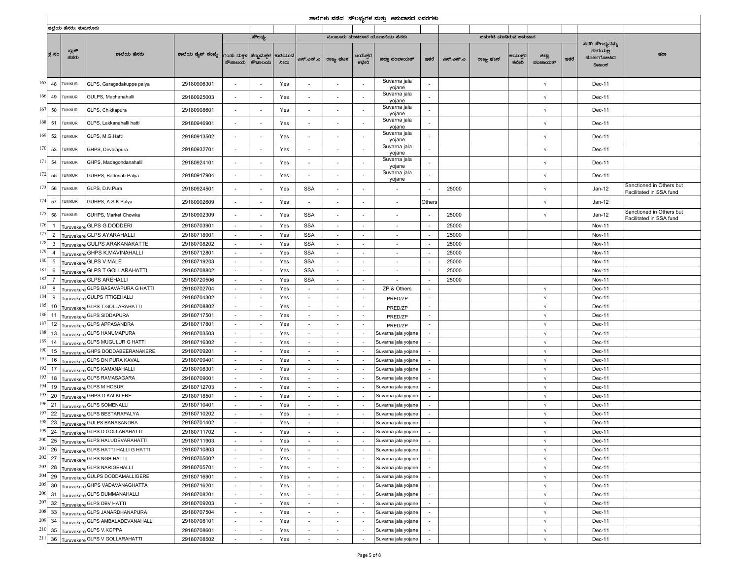# ಶಾಲೆಗಳು ಪಡೆದ ಸೌಲಭ್ಯಗಳ ಮತ್ತು ಅನುದಾನದ ವಿವರಗಳು

ಜಿಲ್ಲೆಯ ಹೆಸರು: ತುಮಕೂರು

| | ಕ್ರ ಸಂ | ಬ್ಲಾಕ್ ಹೆಸರು | ಶಾಲೆಯ ಹೆಸರು | ಶಾಲೆಯ ಡೈಸ್ ಸಂಖ್ಯೆ | ಸೌಲಭ್ಯ | | | ಮಂಜೂರು ಮಾಡಲಾದ ಯೋಜನೆಯ ಹೆಸರು | | | | | ಬಿಡುಗಡೆ ಮಾಡಿರುವ ಅನುದಾನ | | | | | ಸದರಿ ಸೌಲಭ್ಯವನ್ನು ಶಾಲೆಯಲ್ಲಿ ಪೂರ್ಣಗೊಳಿಸಿದ ದಿನಾಂಕ | ಷರಾ |
|---|---|---|---|---|---|---|---|---|---|---|---|---|---|---|---|---|---|---|---|
| | | | | | ಗಂಡು ಮಕ್ಕಳ ಶೌಚಾಲಯ | ಹೆಣ್ಣುಮಕ್ಕಳ ಶೌಚಾಲಯ | ಕುಡಿಯುವ ನೀರು | ಎಸ್.ಎಸ್.ಎ | ರಾಜ್ಯ ಘಟಕ | ಆಯುಕ್ತರ ಕಛೇರಿ | ಜಿಲ್ಲಾ ಪಂಚಾಯತ್ | ಇತರೆ | ಎಸ್.ಎಸ್.ಎ | ರಾಜ್ಯ ಘಟಕ | ಆಯುಕ್ತರ ಕಛೇರಿ | ಜಿಲ್ಲಾ ಪಂಚಾಯತ್ | ಇತರೆ | | |
| 165 | 48 | TUMKUR | GLPS, Garagadakuppe palya | 29180906301 | - | - | Yes | - | - | - | Suvarna jala yojane | - | | | | √ | | Dec-11 | |
| 166 | 49 | TUMKUR | GULPS, Machanahalli | 29180925003 | - | - | Yes | - | - | - | Suvarna jala yojane | - | | | | √ | | Dec-11 | |
| 167 | 50 | TUMKUR | GLPS, Chikkapura | 29180908601 | - | - | Yes | - | - | - | Suvarna jala yojane | - | | | | √ | | Dec-11 | |
| 168 | 51 | TUMKUR | GLPS, Lakkanahalli hatti | 29180946901 | - | - | Yes | - | - | - | Suvarna jala yojane | - | | | | √ | | Dec-11 | |
| 169 | 52 | TUMKUR | GLPS, M.G.Hatti | 29180913502 | - | - | Yes | - | - | - | Suvarna jala yojane | - | | | | √ | | Dec-11 | |
| 170 | 53 | TUMKUR | GHPS, Devalapura | 29180932701 | - | - | Yes | - | - | - | Suvarna jala yojane | - | | | | √ | | Dec-11 | |
| 171 | 54 | TUMKUR | GHPS, Madagondanahalli | 29180924101 | - | - | Yes | - | - | - | Suvarna jala yojane | - | | | | √ | | Dec-11 | |
| 172 | 55 | TUMKUR | GUHPS, Badesab Palya | 29180917904 | - | - | Yes | - | - | - | Suvarna jala yojane | - | | | | √ | | Dec-11 | |
| 173 | 56 | TUMKUR | GLPS, D.N.Pura | 29180924501 | - | - | Yes | SSA | - | - | - | - | 25000 | | | √ | | Jan-12 | Sanctioned in Others but Facilitated in SSA fund |
| 174 | 57 | TUMKUR | GUHPS, A.S.K Palya | 29180902609 | - | - | Yes | - | - | - | - | Others | | | | √ | | Jan-12 | |
| 175 | 58 | TUMKUR | GUHPS, Market Chowka | 29180902309 | - | - | Yes | SSA | - | - | - | - | 25000 | | | √ | | Jan-12 | Sanctioned in Others but Facilitated in SSA fund |
| 176 | 1 | Turuvekere | GLPS G.DODDERI | 29180703901 | - | - | Yes | SSA | - | - | - | - | 25000 | | | | | Nov-11 | |
| 177 | 2 | Turuvekere | GLPS AYARAHALLI | 29180718901 | - | - | Yes | SSA | - | - | - | - | 25000 | | | | | Nov-11 | |
| 178 | 3 | Turuvekere | GULPS ARAKANAKATTE | 29180708202 | - | - | Yes | SSA | - | - | - | - | 25000 | | | | | Nov-11 | |
| 179 | 4 | Turuvekere | GHPS K.MAVINAHALLI | 29180712801 | - | - | Yes | SSA | - | - | - | - | 25000 | | | | | Nov-11 | |
| 180 | 5 | Turuvekere | GLPS V.MALE | 29180719203 | - | - | Yes | SSA | - | - | - | - | 25000 | | | | | Nov-11 | |
| 181 | 6 | Turuvekere | GLPS T GOLLARAHATTI | 29180708802 | - | - | Yes | SSA | - | - | - | - | 25000 | | | | | Nov-11 | |
| 182 | 7 | Turuvekere | GLPS AREHALLI | 29180720506 | - | - | Yes | SSA | - | - | - | - | 25000 | | | | | Nov-11 | |
| 183 | 8 | Turuvekere | GLPS BASAVAPURA G HATTI | 29180702704 | - | - | Yes | - | - | - | ZP & Others | - | | | | √ | | Dec-11 | |
| 184 | 9 | Turuvekere | GULPS ITTIGEHALLI | 29180704302 | - | - | Yes | - | - | - | PRED/ZP | - | | | | √ | | Dec-11 | |
| 185 | 10 | Turuvekere | GLPS T.GOLLARAHATTI | 29180708802 | - | - | Yes | - | - | - | PRED/ZP | - | | | | √ | | Dec-11 | |
| 186 | 11 | Turuvekere | GLPS SIDDAPURA | 29180717501 | - | - | Yes | - | - | - | PRED/ZP | - | | | | √ | | Dec-11 | |
| 187 | 12 | Turuvekere | GLPS APPASANDRA | 29180717801 | - | - | Yes | - | - | - | PRED/ZP | - | | | | √ | | Dec-11 | |
| 188 | 13 | Turuvekere | GLPS HANUMAPURA | 29180703503 | - | - | Yes | - | - | - | Suvarna jala yojane | - | | | | √ | | Dec-11 | |
| 189 | 14 | Turuvekere | GLPS MUGULUR G HATTI | 29180716302 | - | - | Yes | - | - | - | Suvarna jala yojane | - | | | | √ | | Dec-11 | |
| 190 | 15 | Turuvekere | GHPS DODDABEERANAKERE | 29180709201 | - | - | Yes | - | - | - | Suvarna jala yojane | - | | | | √ | | Dec-11 | |
| 191 | 16 | Turuvekere | GLPS DN PURA KAVAL | 29180709401 | - | - | Yes | - | - | - | Suvarna jala yojane | - | | | | √ | | Dec-11 | |
| 192 | 17 | Turuvekere | GLPS KAMANAHALLI | 29180708301 | - | - | Yes | - | - | - | Suvarna jala yojane | - | | | | √ | | Dec-11 | |
| 193 | 18 | Turuvekere | GLPS RAMASAGARA | 29180709001 | - | - | Yes | - | - | - | Suvarna jala yojane | - | | | | √ | | Dec-11 | |
| 194 | 19 | Turuvekere | GLPS M HOSUR | 29180712703 | - | - | Yes | - | - | - | Suvarna jala yojane | - | | | | √ | | Dec-11 | |
| 195 | 20 | Turuvekere | GHPS D.KALKLERE | 29180718501 | - | - | Yes | - | - | - | Suvarna jala yojane | - | | | | √ | | Dec-11 | |
| 196 | 21 | Turuvekere | GLPS SOMENALLI | 29180710401 | - | - | Yes | - | - | - | Suvarna jala yojane | - | | | | √ | | Dec-11 | |
| 197 | 22 | Turuvekere | GLPS BESTARAPALYA | 29180710202 | - | - | Yes | - | - | - | Suvarna jala yojane | - | | | | √ | | Dec-11 | |
| 198 | 23 | Turuvekere | GULPS BANASANDRA | 29180701402 | - | - | Yes | - | - | - | Suvarna jala yojane | - | | | | √ | | Dec-11 | |
| 199 | 24 | Turuvekere | GLPS D GOLLARAHATTI | 29180711702 | - | - | Yes | - | - | - | Suvarna jala yojane | - | | | | √ | | Dec-11 | |
| 200 | 25 | Turuvekere | GLPS HALUDEVARAHATTI | 29180711903 | - | - | Yes | - | - | - | Suvarna jala yojane | - | | | | √ | | Dec-11 | |
| 201 | 26 | Turuvekere | GLPS HATTI HALLI G HATTI | 29180710803 | - | - | Yes | - | - | - | Suvarna jala yojane | - | | | | √ | | Dec-11 | |
| 202 | 27 | Turuvekere | GLPS NGB HATTI | 29180705002 | - | - | Yes | - | - | - | Suvarna jala yojane | - | | | | √ | | Dec-11 | |
| 203 | 28 | Turuvekere | GLPS NARIGEHALLI | 29180705701 | - | - | Yes | - | - | - | Suvarna jala yojane | - | | | | √ | | Dec-11 | |
| 204 | 29 | Turuvekere | GULPS DODDAMALLIGERE | 29180716901 | - | - | Yes | - | - | - | Suvarna jala yojane | - | | | | √ | | Dec-11 | |
| 205 | 30 | Turuvekere | GHPS VADAVANAGHATTA | 29180716201 | - | - | Yes | - | - | - | Suvarna jala yojane | - | | | | √ | | Dec-11 | |
| 206 | 31 | Turuvekere | GLPS DUMMANAHALLI | 29180708201 | - | - | Yes | - | - | - | Suvarna jala yojane | - | | | | √ | | Dec-11 | |
| 207 | 32 | Turuvekere | GLPS DBV HATTI | 29180709203 | - | - | Yes | - | - | - | Suvarna jala yojane | - | | | | √ | | Dec-11 | |
| 208 | 33 | Turuvekere | GLPS JANARDHANAPURA | 29180707504 | - | - | Yes | - | - | - | Suvarna jala yojane | - | | | | √ | | Dec-11 | |
| 209 | 34 | Turuvekere | GLPS AMBALADEVANAHALLI | 29180708101 | - | - | Yes | - | - | - | Suvarna jala yojane | - | | | | √ | | Dec-11 | |
| 210 | 35 | Turuvekere | GLPS V.KOPPA | 29180708601 | - | - | Yes | - | - | - | Suvarna jala yojane | - | | | | √ | | Dec-11 | |
| 211 | 36 | Turuvekere | GLPS V GOLLARAHATTI | 29180708502 | - | - | Yes | - | - | - | Suvarna jala yojane | - | | | | √ | | Dec-11 | |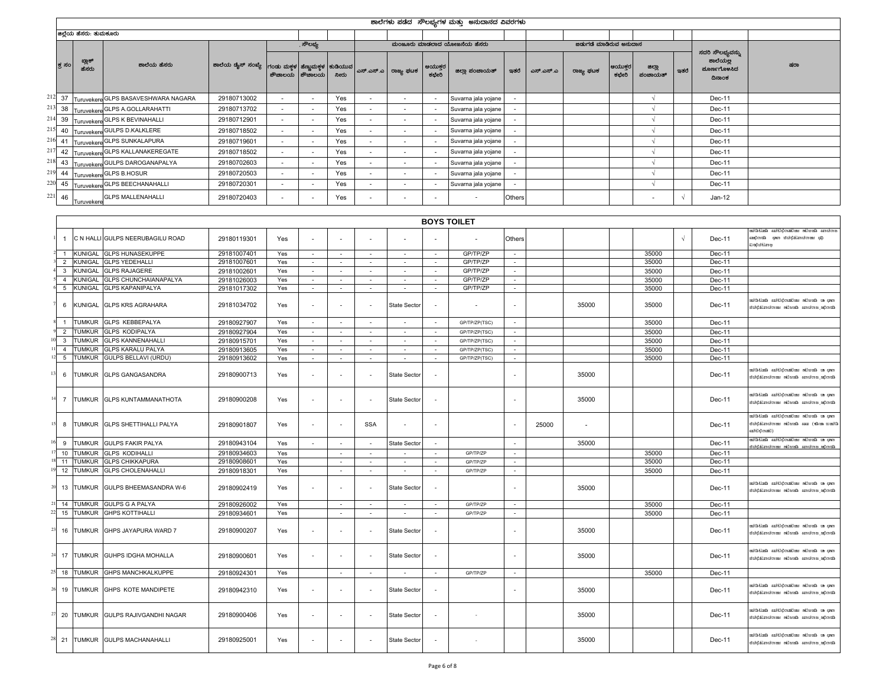# ಶಾಲೆಗಳು ಪಡೆದ ಸೌಲಭ್ಯಗಳ ಮತ್ತು ಅನುದಾನದ ವಿವರಗಳು

ಜಿಲ್ಲೆಯ ಹೆಸರು: ತುಮಕೂರು

| | ಕ್ರ ಸಂ | ಬ್ಲಾಕ್ ಹೆಸರು | ಶಾಲೆಯ ಹೆಸರು | ಶಾಲೆಯ ಡೈಸ್ ಸಂಖ್ಯೆ | ಸೌಲಭ್ಯ | | | ಮಂಜೂರು ಮಾಡಲಾದ ಯೋಜನೆಯ ಹೆಸರು | | | | | ಬಿಡುಗಡೆ ಮಾಡಿರುವ ಅನುದಾನ | | | | | ಸದರಿ ಸೌಲಭ್ಯವನ್ನು ಶಾಲೆಯಲ್ಲಿ ಪೂರ್ಣಗೊಳಿಸಿದ ದಿನಾಂಕ | ಷರಾ |
|---|---|---|---|---|---|---|---|---|---|---|---|---|---|---|---|---|---|---|---|
| | | | | | ಗಂಡು ಮಕ್ಕಳ ಶೌಚಾಲಯ | ಹೆಣ್ಣುಮಕ್ಕಳ ಶೌಚಾಲಯ | ಕುಡಿಯುವ ನೀರು | ಎಸ್.ಎಸ್.ಎ | ರಾಜ್ಯ ಘಟಕ | ಆಯುಕ್ತರ ಕಛೇರಿ | ಜಿಲ್ಲಾ ಪಂಚಾಯತ್ | ಇತರೆ | ಎಸ್.ಎಸ್.ಎ | ರಾಜ್ಯ ಘಟಕ | ಆಯುಕ್ತರ ಕಛೇರಿ | ಜಿಲ್ಲಾ ಪಂಚಾಯತ್ | ಇತರೆ | | |
| 212 | 37 | Turuvekere | GLPS BASAVESHWARA NAGARA | 29180713002 | - | - | Yes | - | - | - | Suvarna jala yojane | - | | | | √ | | Dec-11 | |
| 213 | 38 | Turuvekere | GLPS A.GOLLARAHATTI | 29180713702 | - | - | Yes | - | - | - | Suvarna jala yojane | - | | | | √ | | Dec-11 | |
| 214 | 39 | Turuvekere | GLPS K BEVINAHALLI | 29180712901 | - | - | Yes | - | - | - | Suvarna jala yojane | - | | | | √ | | Dec-11 | |
| 215 | 40 | Turuvekere | GULPS D.KALKLERE | 29180718502 | - | - | Yes | - | - | - | Suvarna jala yojane | - | | | | √ | | Dec-11 | |
| 216 | 41 | Turuvekere | GLPS SUNKALAPURA | 29180719601 | - | - | Yes | - | - | - | Suvarna jala yojane | - | | | | √ | | Dec-11 | |
| 217 | 42 | Turuvekere | GLPS KALLANAKEREGATE | 29180718502 | - | - | Yes | - | - | - | Suvarna jala yojane | - | | | | √ | | Dec-11 | |
| 218 | 43 | Turuvekere | GULPS DAROGANAPALYA | 29180702603 | - | - | Yes | - | - | - | Suvarna jala yojane | - | | | | √ | | Dec-11 | |
| 219 | 44 | Turuvekere | GLPS B.HOSUR | 29180720503 | - | - | Yes | - | - | - | Suvarna jala yojane | - | | | | √ | | Dec-11 | |
| 220 | 45 | Turuvekere | GLPS BEECHANAHALLI | 29180720301 | - | - | Yes | - | - | - | Suvarna jala yojane | - | | | | √ | | Dec-11 | |
| 221 | 46 | Turuvekere | GLPS MALLENAHALLI | 29180720403 | - | - | Yes | - | - | - | - | Others | | | | - | √ | Jan-12 | |

## BOYS TOILET

| | ಕ್ರ ಸಂ | ಬ್ಲಾಕ್ ಹೆಸರು | ಶಾಲೆಯ ಹೆಸರು | ಶಾಲೆಯ ಡೈಸ್ ಸಂಖ್ಯೆ | ಗಂಡು ಮಕ್ಕಳ ಶೌಚಾಲಯ | ಹೆಣ್ಣುಮಕ್ಕಳ ಶೌಚಾಲಯ | ಕುಡಿಯುವ ನೀರು | ಎಸ್.ಎಸ್.ಎ | ರಾಜ್ಯ ಘಟಕ | ಆಯುಕ್ತರ ಕಛೇರಿ | ಜಿಲ್ಲಾ ಪಂಚಾಯತ್ | ಇತರೆ | ಎಸ್.ಎಸ್.ಎ | ರಾಜ್ಯ ಘಟಕ | ಆಯುಕ್ತರ ಕಛೇರಿ | ಜಿಲ್ಲಾ ಪಂಚಾಯತ್ | ಇತರೆ | ದಿನಾಂಕ | ಷರಾ |
|---|---|---|---|---|---|---|---|---|---|---|---|---|---|---|---|---|---|---|---|
| 1 | 1 | C N HALLI | GULPS NEERUBAGILU ROAD | 29180119301 | Yes | - | - | - | - | - | - | Others | | | | | √ | Dec-11 | |
| 2 | 1 | KUNIGAL | GLPS HUNASEKUPPE | 29181007401 | Yes | - | - | - | - | - | GP/TP/ZP | - | | | | 35000 | | Dec-11 | |
| 3 | 2 | KUNIGAL | GLPS YEDEHALLI | 29181007601 | Yes | - | - | - | - | - | GP/TP/ZP | - | | | | 35000 | | Dec-11 | |
| 4 | 3 | KUNIGAL | GLPS RAJAGERE | 29181002601 | Yes | - | - | - | - | - | GP/TP/ZP | - | | | | 35000 | | Dec-11 | |
| 5 | 4 | KUNIGAL | GLPS CHUNCHAIANAPALYA | 29181026003 | Yes | - | - | - | - | - | GP/TP/ZP | - | | | | 35000 | | Dec-11 | |
| 6 | 5 | KUNIGAL | GLPS KAPANIPALYA | 29181017302 | Yes | - | - | - | - | - | GP/TP/ZP | - | | | | 35000 | | Dec-11 | |
| 7 | 6 | KUNIGAL | GLPS KRS AGRAHARA | 29181034702 | Yes | - | - | - | State Sector | - | - | - | | 35000 | | 35000 | | Dec-11 | |
| 8 | 1 | TUMKUR | GLPS KEBBEPALYA | 29180927907 | Yes | - | - | - | - | - | GP/TP/ZP(TSC) | - | | | | 35000 | | Dec-11 | |
| 9 | 2 | TUMKUR | GLPS KODIPALYA | 29180927904 | Yes | - | - | - | - | - | GP/TP/ZP(TSC) | - | | | | 35000 | | Dec-11 | |
| 10 | 3 | TUMKUR | GLPS KANNENAHALLI | 29180915701 | Yes | - | - | - | - | - | GP/TP/ZP(TSC) | - | | | | 35000 | | Dec-11 | |
| 11 | 4 | TUMKUR | GLPS KARALU PALYA | 29180913605 | Yes | - | - | - | - | - | GP/TP/ZP(TSC) | - | | | | 35000 | | Dec-11 | |
| 12 | 5 | TUMKUR | GULPS BELLAVI (URDU) | 29180913602 | Yes | - | - | - | - | - | GP/TP/ZP(TSC) | - | | | | 35000 | | Dec-11 | |
| 13 | 6 | TUMKUR | GLPS GANGASANDRA | 29180900713 | Yes | - | - | - | State Sector | - | | - | | 35000 | | | | Dec-11 | |
| 14 | 7 | TUMKUR | GLPS KUNTAMMANATHOTA | 29180900208 | Yes | - | - | - | State Sector | - | | - | | 35000 | | | | Dec-11 | |
| 15 | 8 | TUMKUR | GLPS SHETTIHALLI PALYA | 29180901807 | Yes | - | - | SSA | - | - | | - | 25000 | - | | | | Dec-11 | |
| 16 | 9 | TUMKUR | GULPS FAKIR PALYA | 29180943104 | Yes | - | - | - | State Sector | - | | - | | 35000 | | | | Dec-11 | |
| 17 | 10 | TUMKUR | GLPS KODIHALLI | 29180934603 | Yes | | - | - | - | - | GP/TP/ZP | - | | | | 35000 | | Dec-11 | |
| 18 | 11 | TUMKUR | GLPS CHIKKAPURA | 29180908601 | Yes | | - | - | - | - | GP/TP/ZP | - | | | | 35000 | | Dec-11 | |
| 19 | 12 | TUMKUR | GLPS CHOLENAHALLI | 29180918301 | Yes | | - | - | - | - | GP/TP/ZP | - | | | | 35000 | | Dec-11 | |
| 20 | 13 | TUMKUR | GULPS BHEEMASANDRA W-6 | 29180902419 | Yes | - | - | - | State Sector | - | | - | | 35000 | | | | Dec-11 | |
| 21 | 14 | TUMKUR | GULPS G A PALYA | 29180926002 | Yes | | - | - | - | - | GP/TP/ZP | - | | | | 35000 | | Dec-11 | |
| 22 | 15 | TUMKUR | GHPS KOTTIHALLI | 29180934601 | Yes | | - | - | - | - | GP/TP/ZP | - | | | | 35000 | | Dec-11 | |
| 23 | 16 | TUMKUR | GHPS JAYAPURA WARD 7 | 29180900207 | Yes | - | - | - | State Sector | - | | - | | 35000 | | | | Dec-11 | |
| 24 | 17 | TUMKUR | GUHPS IDGHA MOHALLA | 29180900601 | Yes | - | - | - | State Sector | - | | - | | 35000 | | | | Dec-11 | |
| 25 | 18 | TUMKUR | GHPS MANCHKALKUPPE | 29180924301 | Yes | | - | - | - | - | GP/TP/ZP | - | | | | 35000 | | Dec-11 | |
| 26 | 19 | TUMKUR | GHPS KOTE MANDIPETE | 29180942310 | Yes | - | - | - | State Sector | - | | - | | 35000 | | | | Dec-11 | |
| 27 | 20 | TUMKUR | GULPS RAJIVGANDHI NAGAR | 29180900406 | Yes | - | - | - | State Sector | - | - | | | 35000 | | | | Dec-11 | |
| 28 | 21 | TUMKUR | GULPS MACHANAHALLI | 29180925001 | Yes | - | - | - | State Sector | - | - | | | 35000 | | | | Dec-11 | |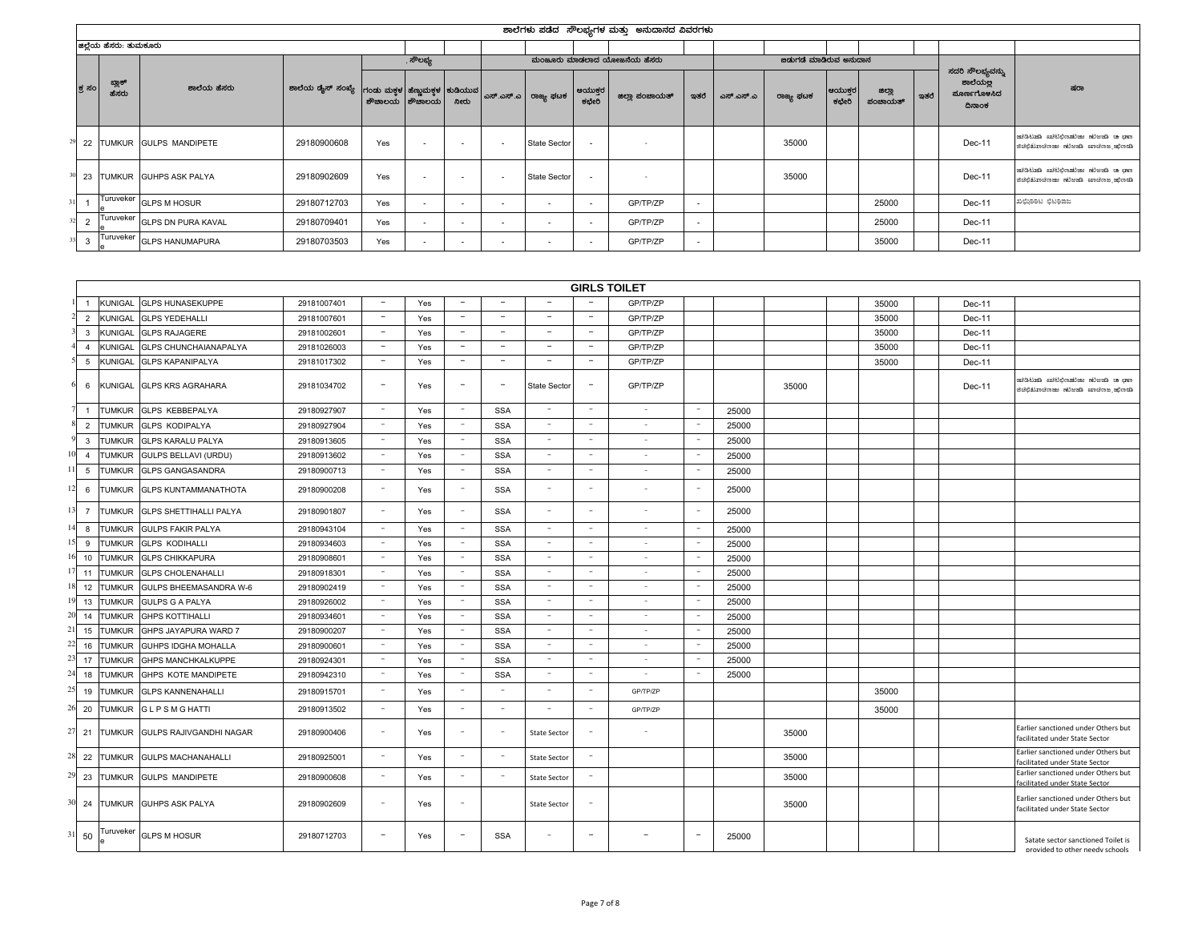# ಶಾಲೆಗಳು ಪಡೆದ ಸೌಲಭ್ಯಗಳ ಮತ್ತು ಅನುದಾನದ ವಿವರಗಳು

ಜಿಲ್ಲೆಯ ಹೆಸರು: ತುಮಕೂರು

| ಕ್ರ ಸಂ | ಬ್ಲಾಕ್ ಹೆಸರು | ಶಾಲೆಯ ಹೆಸರು | ಶಾಲೆಯ ಡೈಸ್ ಸಂಖ್ಯೆ | ಸೌಲಭ್ಯ | | | ಮಂಜೂರು ಮಾಡಲಾದ ಯೋಜನೆಯ ಹೆಸರು | | | | | ಬಿಡುಗಡೆ ಮಾಡಿರುವ ಅನುದಾನ | | | | | ಸದರಿ ಸೌಲಭ್ಯವನ್ನು ಶಾಲೆಯಲ್ಲಿ ಪೂರ್ಣಗೊಳಿಸಿದ ದಿನಾಂಕ | ಷರಾ |
|---|---|---|---|---|---|---|---|---|---|---|---|---|---|---|---|---|---|---|
| | | | | ಗಂಡು ಮಕ್ಕಳ ಶೌಚಾಲಯ | ಹೆಣ್ಣುಮಕ್ಕಳ ಶೌಚಾಲಯ | ಕುಡಿಯುವ ನೀರು | ಎಸ್.ಎಸ್.ಎ | ರಾಜ್ಯ ಘಟಕ | ಆಯುಕ್ತರ ಕಛೇರಿ | ಜಿಲ್ಲಾ ಪಂಚಾಯತ್ | ಇತರೆ | ಎಸ್.ಎಸ್.ಎ | ರಾಜ್ಯ ಘಟಕ | ಆಯುಕ್ತರ ಕಛೇರಿ | ಜಿಲ್ಲಾ ಪಂಚಾಯತ್ | ಇತರೆ | | |
| 22 | TUMKUR | GULPS MANDIPETE | 29180900608 | Yes | - | - | - | State Sector | - | - | | | 35000 | | | | Dec-11 | |
| 23 | TUMKUR | GUHPS ASK PALYA | 29180902609 | Yes | - | - | - | State Sector | - | - | | | 35000 | | | | Dec-11 | |
| 1 | Turuvekere | GLPS M HOSUR | 29180712703 | Yes | - | - | - | - | - | GP/TP/ZP | - | | | | 25000 | | Dec-11 | |
| 2 | Turuvekere | GLPS DN PURA KAVAL | 29180709401 | Yes | - | - | - | - | - | GP/TP/ZP | - | | | | 25000 | | Dec-11 | |
| 3 | Turuvekere | GLPS HANUMAPURA | 29180703503 | Yes | - | - | - | - | - | GP/TP/ZP | - | | | | 35000 | | Dec-11 | |
| **GIRLS TOILET** | | | | | | | | | | | | | | | | | | |
| 1 | KUNIGAL | GLPS HUNASEKUPPE | 29181007401 | – | Yes | – | – | – | – | GP/TP/ZP | | | | | 35000 | | Dec-11 | |
| 2 | KUNIGAL | GLPS YEDEHALLI | 29181007601 | – | Yes | – | – | – | – | GP/TP/ZP | | | | | 35000 | | Dec-11 | |
| 3 | KUNIGAL | GLPS RAJAGERE | 29181002601 | – | Yes | – | – | – | – | GP/TP/ZP | | | | | 35000 | | Dec-11 | |
| 4 | KUNIGAL | GLPS CHUNCHAIANAPALYA | 29181026003 | – | Yes | – | – | – | – | GP/TP/ZP | | | | | 35000 | | Dec-11 | |
| 5 | KUNIGAL | GLPS KAPANIPALYA | 29181017302 | – | Yes | – | – | – | – | GP/TP/ZP | | | | | 35000 | | Dec-11 | |
| 6 | KUNIGAL | GLPS KRS AGRAHARA | 29181034702 | – | Yes | – | – | State Sector | – | GP/TP/ZP | | | 35000 | | | | Dec-11 | |
| 1 | TUMKUR | GLPS KEBBEPALYA | 29180927907 | – | Yes | – | SSA | – | – | – | – | 25000 | | | | | | |
| 2 | TUMKUR | GLPS KODIPALYA | 29180927904 | – | Yes | – | SSA | – | – | – | – | 25000 | | | | | | |
| 3 | TUMKUR | GLPS KARALU PALYA | 29180913605 | – | Yes | – | SSA | – | – | – | – | 25000 | | | | | | |
| 4 | TUMKUR | GULPS BELLAVI (URDU) | 29180913602 | – | Yes | – | SSA | – | – | – | – | 25000 | | | | | | |
| 5 | TUMKUR | GLPS GANGASANDRA | 29180900713 | – | Yes | – | SSA | – | – | – | – | 25000 | | | | | | |
| 6 | TUMKUR | GLPS KUNTAMMANATHOTA | 29180900208 | – | Yes | – | SSA | – | – | – | – | 25000 | | | | | | |
| 7 | TUMKUR | GLPS SHETTIHALLI PALYA | 29180901807 | – | Yes | – | SSA | – | – | – | – | 25000 | | | | | | |
| 8 | TUMKUR | GULPS FAKIR PALYA | 29180943104 | – | Yes | – | SSA | – | – | – | – | 25000 | | | | | | |
| 9 | TUMKUR | GLPS KODIHALLI | 29180934603 | – | Yes | – | SSA | – | – | – | – | 25000 | | | | | | |
| 10 | TUMKUR | GLPS CHIKKAPURA | 29180908601 | – | Yes | – | SSA | – | – | – | – | 25000 | | | | | | |
| 11 | TUMKUR | GLPS CHOLENAHALLI | 29180918301 | – | Yes | – | SSA | – | – | – | – | 25000 | | | | | | |
| 12 | TUMKUR | GULPS BHEEMASANDRA W-6 | 29180902419 | – | Yes | – | SSA | – | – | – | – | 25000 | | | | | | |
| 13 | TUMKUR | GULPS G A PALYA | 29180926002 | – | Yes | – | SSA | – | – | – | – | 25000 | | | | | | |
| 14 | TUMKUR | GHPS KOTTIHALLI | 29180934601 | – | Yes | – | SSA | – | – | – | – | 25000 | | | | | | |
| 15 | TUMKUR | GHPS JAYAPURA WARD 7 | 29180900207 | – | Yes | – | SSA | – | – | – | – | 25000 | | | | | | |
| 16 | TUMKUR | GUHPS IDGHA MOHALLA | 29180900601 | – | Yes | – | SSA | – | – | – | – | 25000 | | | | | | |
| 17 | TUMKUR | GHPS MANCHKALKUPPE | 29180924301 | – | Yes | – | SSA | – | – | – | – | 25000 | | | | | | |
| 18 | TUMKUR | GHPS KOTE MANDIPETE | 29180942310 | – | Yes | – | SSA | – | – | – | – | 25000 | | | | | | |
| 19 | TUMKUR | GLPS KANNENAHALLI | 29180915701 | – | Yes | – | – | – | – | GP/TP/ZP | | | | | 35000 | | | |
| 20 | TUMKUR | G L P S M G HATTI | 29180913502 | – | Yes | – | – | – | – | GP/TP/ZP | | | | | 35000 | | | |
| 21 | TUMKUR | GULPS RAJIVGANDHI NAGAR | 29180900406 | – | Yes | – | – | State Sector | – | – | | | 35000 | | | | | Earlier sanctioned under Others but facilitated under State Sector |
| 22 | TUMKUR | GULPS MACHANAHALLI | 29180925001 | – | Yes | – | – | State Sector | – | | | | 35000 | | | | | Earlier sanctioned under Others but facilitated under State Sector |
| 23 | TUMKUR | GULPS MANDIPETE | 29180900608 | – | Yes | – | – | State Sector | – | | | | 35000 | | | | | Earlier sanctioned under Others but facilitated under State Sector |
| 24 | TUMKUR | GUHPS ASK PALYA | 29180902609 | – | Yes | – | | State Sector | – | | | | 35000 | | | | | Earlier sanctioned under Others but facilitated under State Sector |
| 50 | Turuvekere | GLPS M HOSUR | 29180712703 | – | Yes | – | SSA | – | – | – | – | 25000 | | | | | | Satate sector sanctioned Toilet is provided to other needy schools |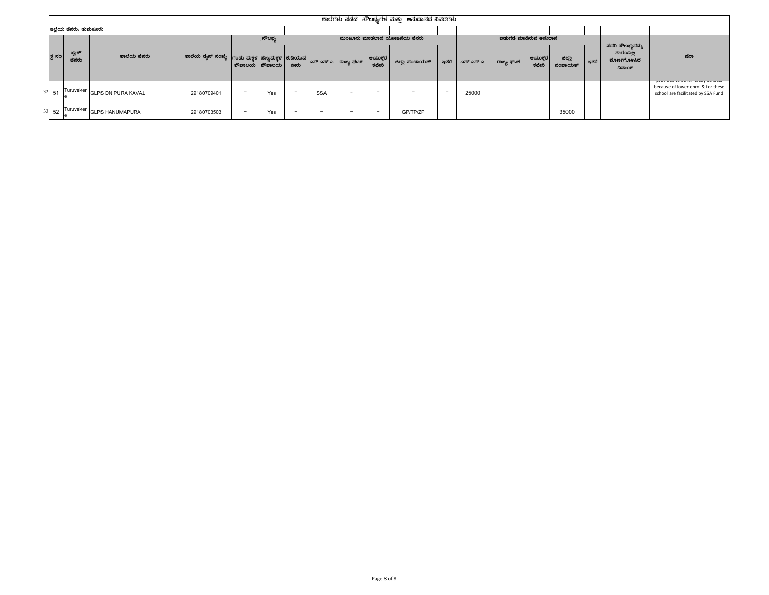# ಶಾಲೆಗಳು ಪಡೆದ ಸೌಲಭ್ಯಗಳ ಮತ್ತು ಅನುದಾನದ ವಿವರಗಳು

ಜಿಲ್ಲೆಯ ಹೆಸರು: ತುಮಕೂರು

| | | | | ಸೌಲಭ್ಯ | | | ಮಂಜೂರು ಮಾಡಲಾದ ಯೋಜನೆಯ ಹೆಸರು | | | | | ಬಿಡುಗಡೆ ಮಾಡಿರುವ ಅನುದಾನ | | | | | | |
|---|---|---|---|---|---|---|---|---|---|---|---|---|---|---|---|---|---|---|
| ಕ್ರ ಸಂ | ಬ್ಲಾಕ್ ಹೆಸರು | ಶಾಲೆಯ ಹೆಸರು | ಶಾಲೆಯ ಡೈಸ್ ಸಂಖ್ಯೆ | ಗಂಡು ಮಕ್ಕಳ ಶೌಚಾಲಯ | ಹೆಣ್ಣುಮಕ್ಕಳ ಶೌಚಾಲಯ | ಕುಡಿಯುವ ನೀರು | ಎಸ್.ಎಸ್.ಎ | ರಾಜ್ಯ ಘಟಕ | ಆಯುಕ್ತರ ಕಛೇರಿ | ಜಿಲ್ಲಾ ಪಂಚಾಯತ್ | ಇತರೆ | ಎಸ್.ಎಸ್.ಎ | ರಾಜ್ಯ ಘಟಕ | ಆಯುಕ್ತರ ಕಛೇರಿ | ಜಿಲ್ಲಾ ಪಂಚಾಯತ್ | ಇತರೆ | ಸದರಿ ಸೌಲಭ್ಯವನ್ನು ಶಾಲೆಯಲ್ಲಿ ಪೂರ್ಣಗೊಳಿಸಿದ ದಿನಾಂಕ | ಷರಾ |
| 51 | Turuvekere | GLPS DN PURA KAVAL | 29180709401 | – | Yes | – | SSA | – | – | – | – | 25000 | | | | | | because of lower enrol & for these school are facilitated by SSA Fund |
| 52 | Turuvekere | GLPS HANUMAPURA | 29180703503 | – | Yes | – | – | – | – | GP/TP/ZP | | | | | 35000 | | | |